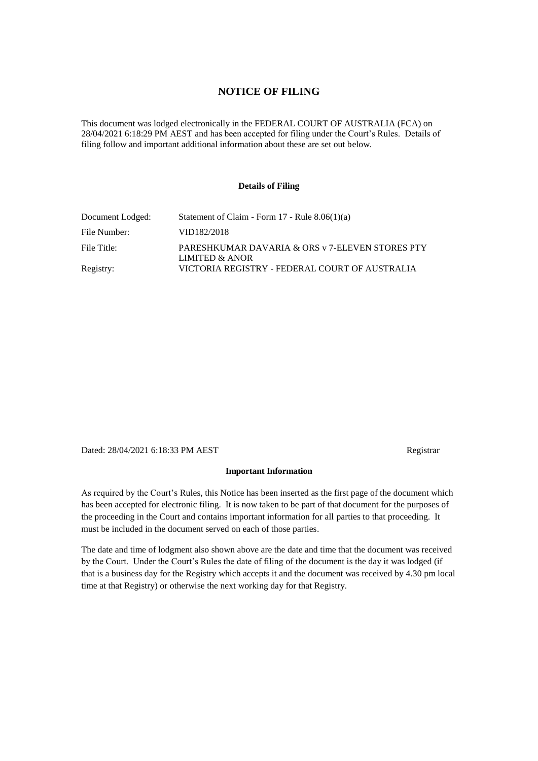# NOTICE OF FILING

This document was lodged electronically in the FEDERAL COURT OF AUSTRALIA (FCA) on 28/04/2021 6:18:29 PM AEST and has been accepted for filing under the Court's Rules. Details of filing follow and important additional information about these are set out below.

### Details of Filing

| | |
|---|---|
| Document Lodged: | Statement of Claim - Form 17 - Rule 8.06(1)(a) |
| File Number: | VID182/2018 |
| File Title: | PARESHKUMAR DAVARIA & ORS v 7-ELEVEN STORES PTY LIMITED & ANOR |
| Registry: | VICTORIA REGISTRY - FEDERAL COURT OF AUSTRALIA |

Dated: 28/04/2021 6:18:33 PM AEST

Registrar

### Important Information

As required by the Court's Rules, this Notice has been inserted as the first page of the document which has been accepted for electronic filing. It is now taken to be part of that document for the purposes of the proceeding in the Court and contains important information for all parties to that proceeding. It must be included in the document served on each of those parties.

The date and time of lodgment also shown above are the date and time that the document was received by the Court. Under the Court's Rules the date of filing of the document is the day it was lodged (if that is a business day for the Registry which accepts it and the document was received by 4.30 pm local time at that Registry) or otherwise the next working day for that Registry.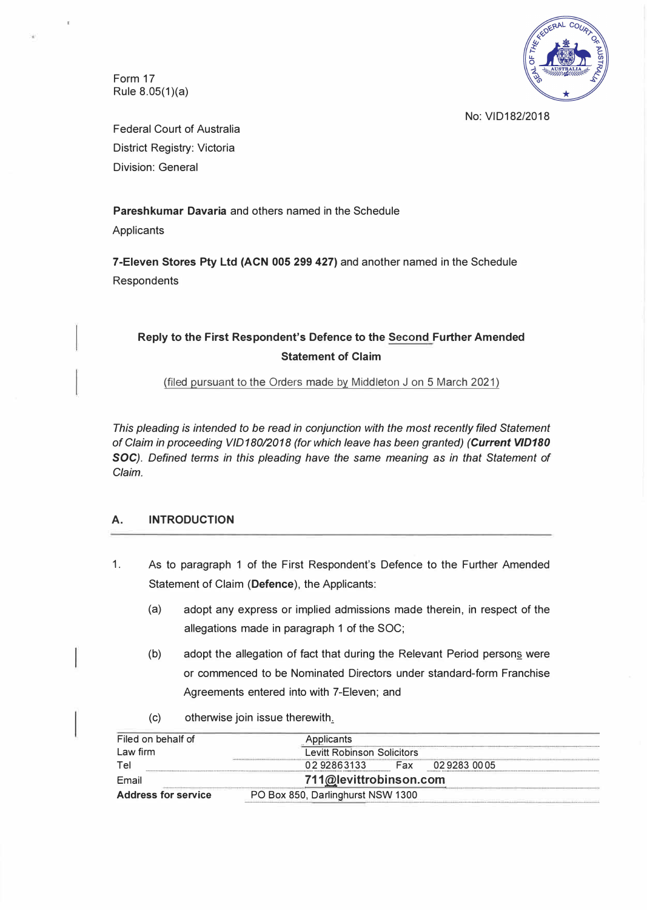Form 17
Rule 8.05(1)(a)

No: VID182/2018

Federal Court of Australia
District Registry: Victoria
Division: General

**Pareshkumar Davaria** and others named in the Schedule
Applicants

**7-Eleven Stores Pty Ltd (ACN 005 299 427)** and another named in the Schedule
Respondents

## Reply to the First Respondent's Defence to the Second Further Amended Statement of Claim

(filed pursuant to the Orders made by Middleton J on 5 March 2021)

*This pleading is intended to be read in conjunction with the most recently filed Statement of Claim in proceeding VID180/2018 (for which leave has been granted) (**Current VID180 SOC**). Defined terms in this pleading have the same meaning as in that Statement of Claim.*

## A. INTRODUCTION

1. As to paragraph 1 of the First Respondent's Defence to the Further Amended Statement of Claim (**Defence**), the Applicants:

   (a) adopt any express or implied admissions made therein, in respect of the allegations made in paragraph 1 of the SOC;

   (b) adopt the allegation of fact that during the Relevant Period persons were or commenced to be Nominated Directors under standard-form Franchise Agreements entered into with 7-Eleven; and

   (c) otherwise join issue therewith.

| Filed on behalf of | Applicants | | |
|---|---|---|---|
| Law firm | Levitt Robinson Solicitors | | |
| Tel | 02 92863133 | Fax | 02 9283 00 05 |
| Email | 711@levittrobinson.com | | |
| **Address for service** | PO Box 850, Darlinghurst NSW 1300 | | |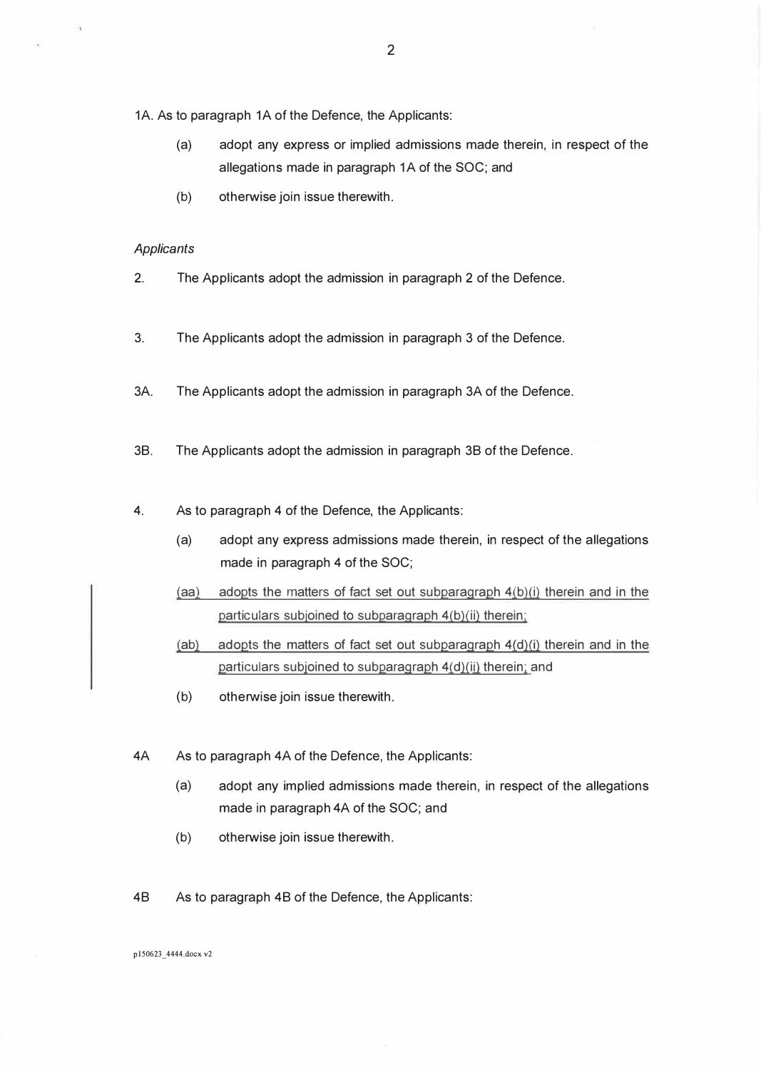1A. As to paragraph 1A of the Defence, the Applicants:

(a) adopt any express or implied admissions made therein, in respect of the allegations made in paragraph 1A of the SOC; and

(b) otherwise join issue therewith.

*Applicants*

2. The Applicants adopt the admission in paragraph 2 of the Defence.

3. The Applicants adopt the admission in paragraph 3 of the Defence.

3A. The Applicants adopt the admission in paragraph 3A of the Defence.

3B. The Applicants adopt the admission in paragraph 3B of the Defence.

4. As to paragraph 4 of the Defence, the Applicants:

(a) adopt any express admissions made therein, in respect of the allegations made in paragraph 4 of the SOC;

(aa) adopts the matters of fact set out subparagraph 4(b)(i) therein and in the particulars subjoined to subparagraph 4(b)(ii) therein;

(ab) adopts the matters of fact set out subparagraph 4(d)(i) therein and in the particulars subjoined to subparagraph 4(d)(ii) therein; and

(b) otherwise join issue therewith.

4A As to paragraph 4A of the Defence, the Applicants:

(a) adopt any implied admissions made therein, in respect of the allegations made in paragraph 4A of the SOC; and

(b) otherwise join issue therewith.

4B As to paragraph 4B of the Defence, the Applicants:

p150623_4444.docx v2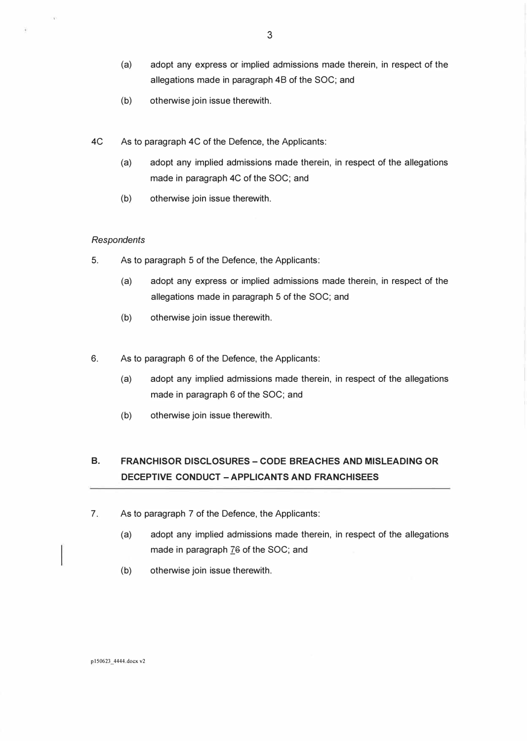(a) adopt any express or implied admissions made therein, in respect of the allegations made in paragraph 4B of the SOC; and

(b) otherwise join issue therewith.

4C As to paragraph 4C of the Defence, the Applicants:

(a) adopt any implied admissions made therein, in respect of the allegations made in paragraph 4C of the SOC; and

(b) otherwise join issue therewith.

*Respondents*

5. As to paragraph 5 of the Defence, the Applicants:

(a) adopt any express or implied admissions made therein, in respect of the allegations made in paragraph 5 of the SOC; and

(b) otherwise join issue therewith.

6. As to paragraph 6 of the Defence, the Applicants:

(a) adopt any implied admissions made therein, in respect of the allegations made in paragraph 6 of the SOC; and

(b) otherwise join issue therewith.

## B. FRANCHISOR DISCLOSURES – CODE BREACHES AND MISLEADING OR DECEPTIVE CONDUCT – APPLICANTS AND FRANCHISEES

7. As to paragraph 7 of the Defence, the Applicants:

(a) adopt any implied admissions made therein, in respect of the allegations made in paragraph ~~6~~7 of the SOC; and

(b) otherwise join issue therewith.

p150623_4444.docx v2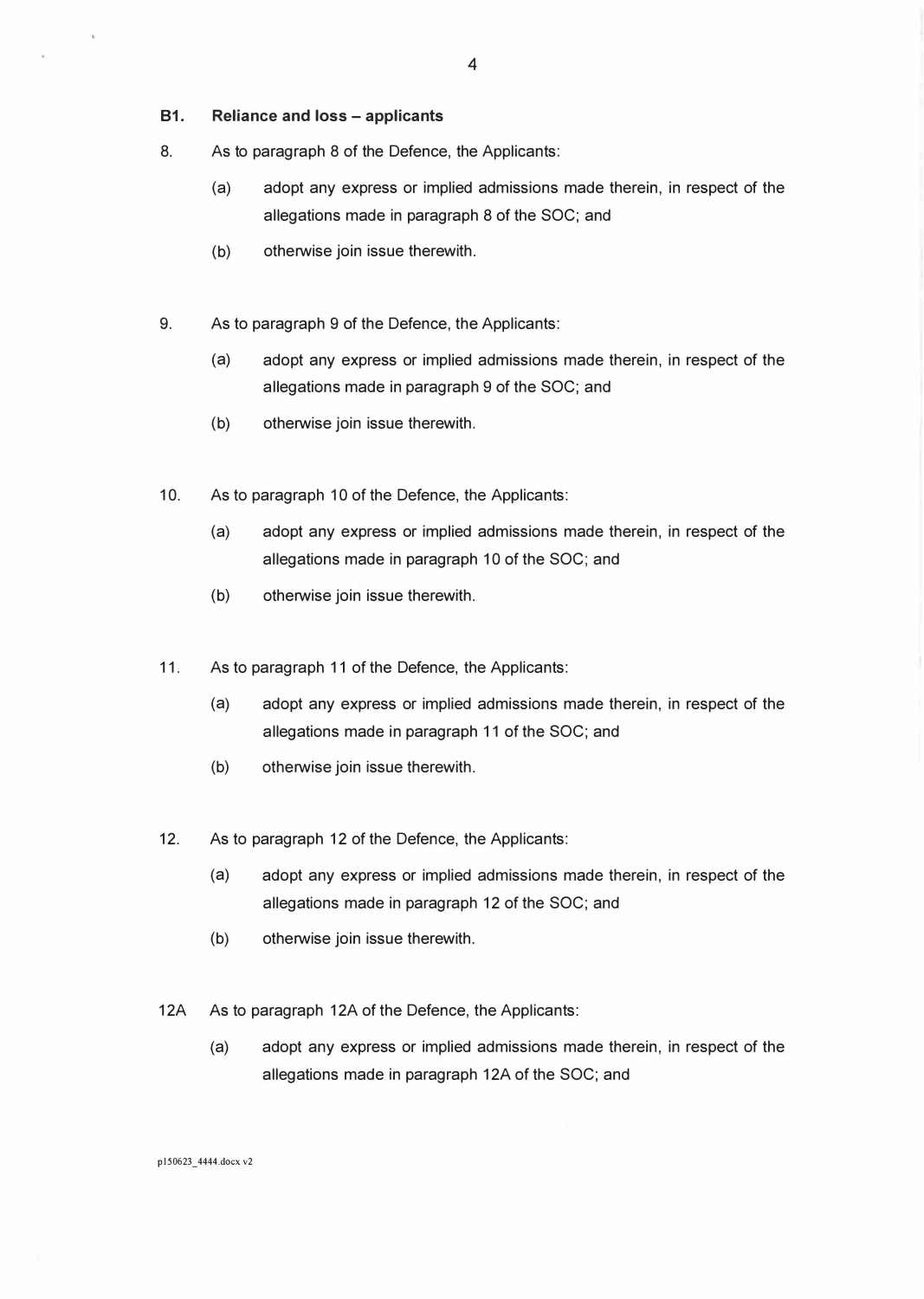### B1. Reliance and loss – applicants

8. As to paragraph 8 of the Defence, the Applicants:

   (a) adopt any express or implied admissions made therein, in respect of the allegations made in paragraph 8 of the SOC; and

   (b) otherwise join issue therewith.

9. As to paragraph 9 of the Defence, the Applicants:

   (a) adopt any express or implied admissions made therein, in respect of the allegations made in paragraph 9 of the SOC; and

   (b) otherwise join issue therewith.

10. As to paragraph 10 of the Defence, the Applicants:

    (a) adopt any express or implied admissions made therein, in respect of the allegations made in paragraph 10 of the SOC; and

    (b) otherwise join issue therewith.

11. As to paragraph 11 of the Defence, the Applicants:

    (a) adopt any express or implied admissions made therein, in respect of the allegations made in paragraph 11 of the SOC; and

    (b) otherwise join issue therewith.

12. As to paragraph 12 of the Defence, the Applicants:

    (a) adopt any express or implied admissions made therein, in respect of the allegations made in paragraph 12 of the SOC; and

    (b) otherwise join issue therewith.

12A As to paragraph 12A of the Defence, the Applicants:

    (a) adopt any express or implied admissions made therein, in respect of the allegations made in paragraph 12A of the SOC; and

p150623_4444.docx v2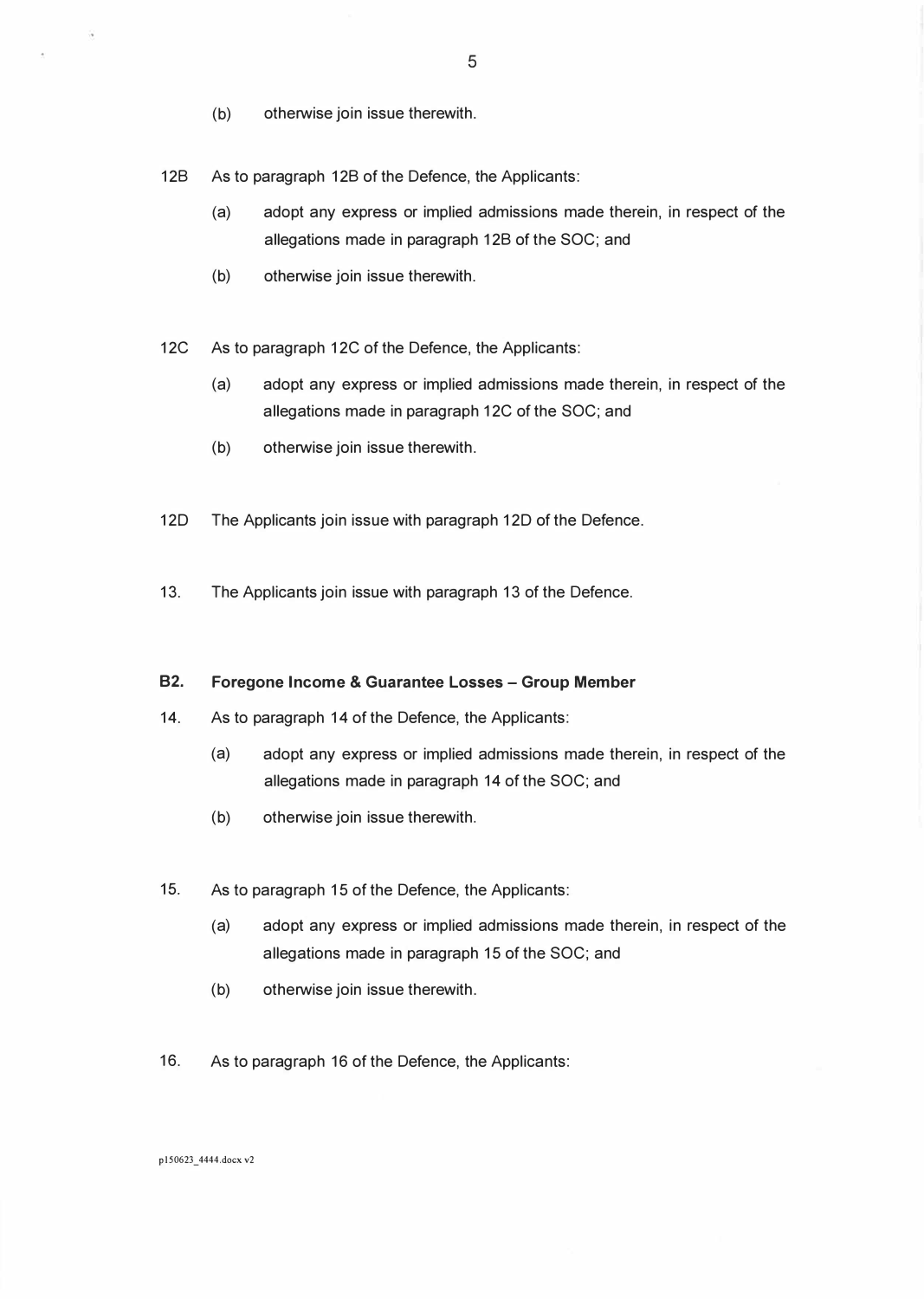(b) otherwise join issue therewith.

12B As to paragraph 12B of the Defence, the Applicants:

(a) adopt any express or implied admissions made therein, in respect of the allegations made in paragraph 12B of the SOC; and

(b) otherwise join issue therewith.

12C As to paragraph 12C of the Defence, the Applicants:

(a) adopt any express or implied admissions made therein, in respect of the allegations made in paragraph 12C of the SOC; and

(b) otherwise join issue therewith.

12D The Applicants join issue with paragraph 12D of the Defence.

13. The Applicants join issue with paragraph 13 of the Defence.

## B2. Foregone Income & Guarantee Losses – Group Member

14. As to paragraph 14 of the Defence, the Applicants:

(a) adopt any express or implied admissions made therein, in respect of the allegations made in paragraph 14 of the SOC; and

(b) otherwise join issue therewith.

15. As to paragraph 15 of the Defence, the Applicants:

(a) adopt any express or implied admissions made therein, in respect of the allegations made in paragraph 15 of the SOC; and

(b) otherwise join issue therewith.

16. As to paragraph 16 of the Defence, the Applicants:

p150623_4444.docx v2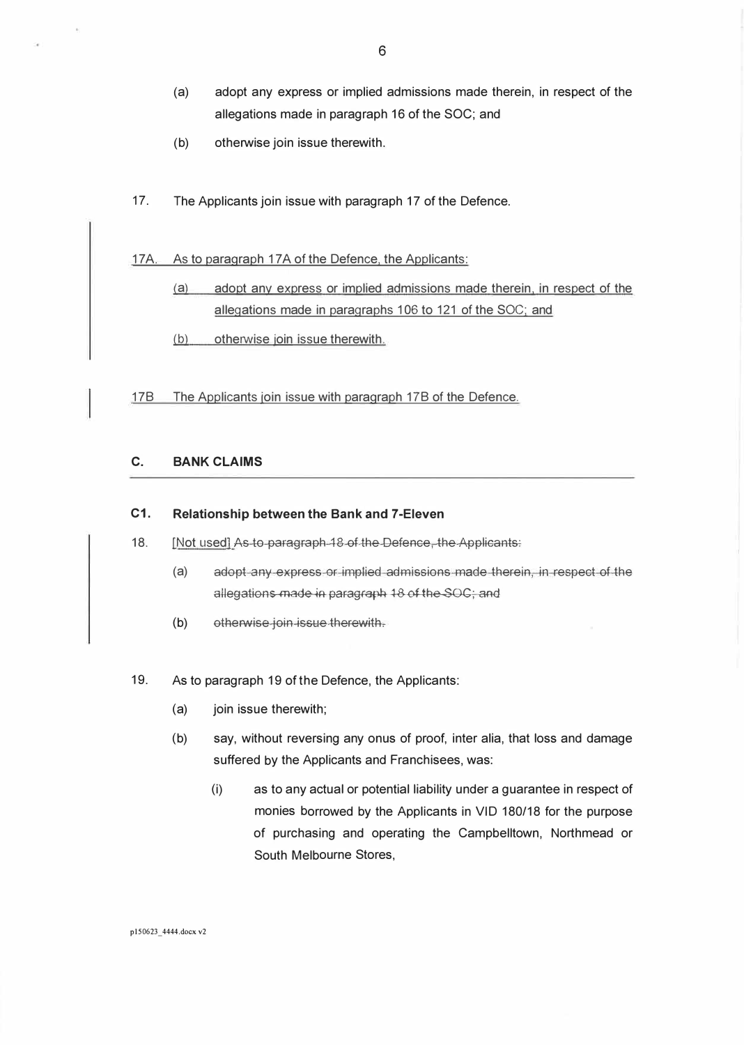(a) adopt any express or implied admissions made therein, in respect of the allegations made in paragraph 16 of the SOC; and

(b) otherwise join issue therewith.

17. The Applicants join issue with paragraph 17 of the Defence.

17A. As to paragraph 17A of the Defence, the Applicants:

(a) adopt any express or implied admissions made therein, in respect of the allegations made in paragraphs 106 to 121 of the SOC; and

(b) otherwise join issue therewith.

17B The Applicants join issue with paragraph 17B of the Defence.

## C. BANK CLAIMS

### C1. Relationship between the Bank and 7-Eleven

18. [Not used] ~~As to paragraph 18 of the Defence, the Applicants:~~

(a) ~~adopt any express or implied admissions made therein, in respect of the allegations made in paragraph 18 of the SOC; and~~

(b) ~~otherwise join issue therewith.~~

19. As to paragraph 19 of the Defence, the Applicants:

(a) join issue therewith;

(b) say, without reversing any onus of proof, inter alia, that loss and damage suffered by the Applicants and Franchisees, was:

(i) as to any actual or potential liability under a guarantee in respect of monies borrowed by the Applicants in VID 180/18 for the purpose of purchasing and operating the Campbelltown, Northmead or South Melbourne Stores,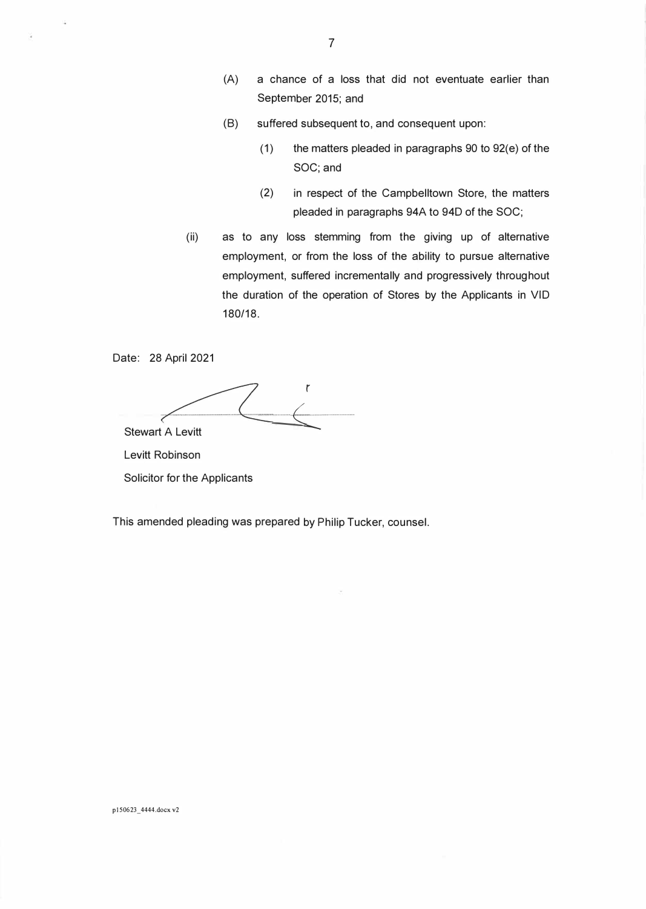(A) a chance of a loss that did not eventuate earlier than September 2015; and

(B) suffered subsequent to, and consequent upon:

(1) the matters pleaded in paragraphs 90 to 92(e) of the SOC; and

(2) in respect of the Campbelltown Store, the matters pleaded in paragraphs 94A to 94D of the SOC;

(ii) as to any loss stemming from the giving up of alternative employment, or from the loss of the ability to pursue alternative employment, suffered incrementally and progressively throughout the duration of the operation of Stores by the Applicants in VID 180/18.

Date: 28 April 2021

Stewart A Levitt

Levitt Robinson

Solicitor for the Applicants

This amended pleading was prepared by Philip Tucker, counsel.

p150623_4444.docx v2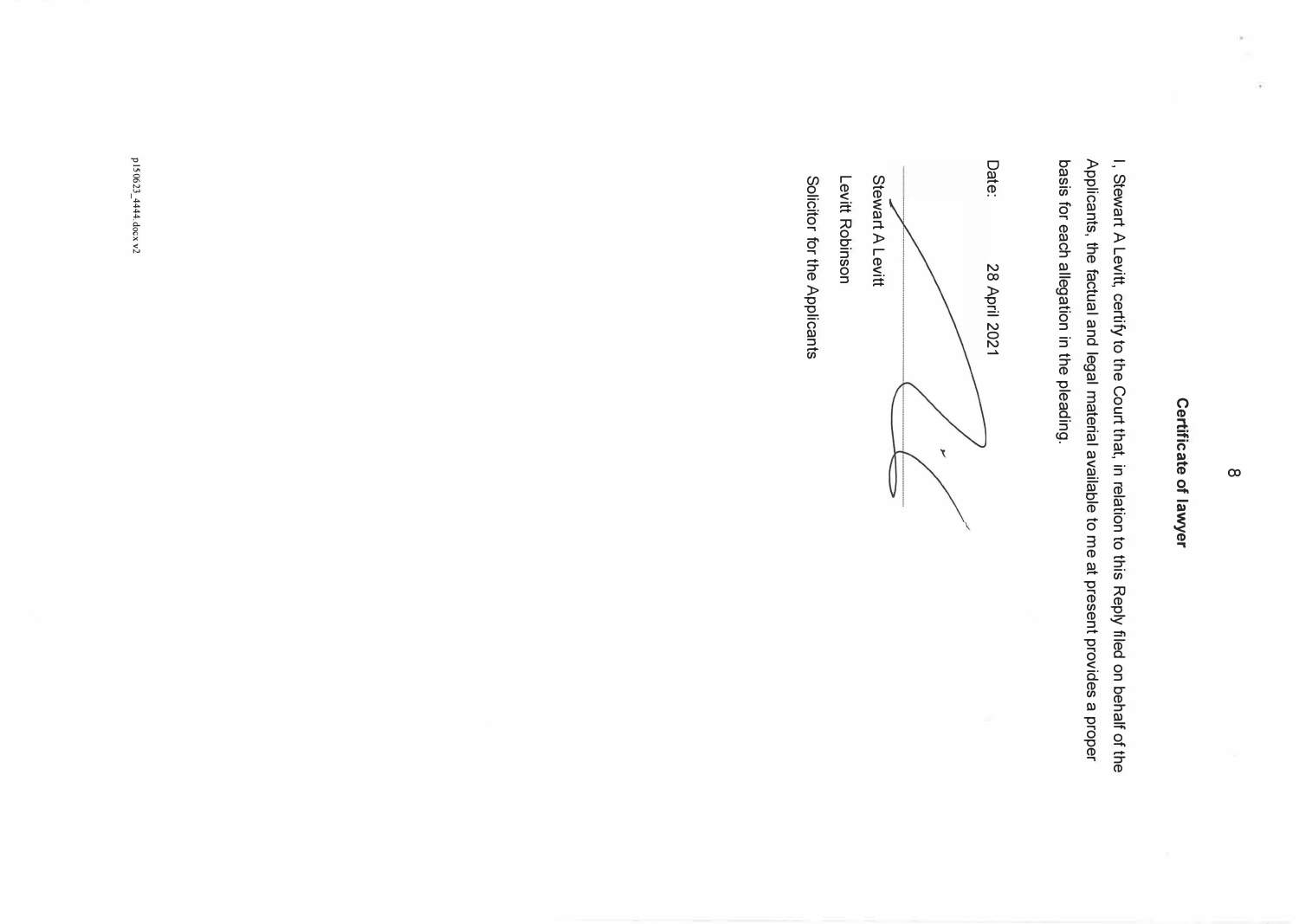## Certificate of lawyer

I, Stewart A Levitt, certify to the Court that, in relation to this Reply filed on behalf of the Applicants, the factual and legal material available to me at present provides a proper basis for each allegation in the pleading.

Date: 28 April 2021

Stewart A Levitt

Levitt Robinson

Solicitor for the Applicants

p150623_4444.docx v2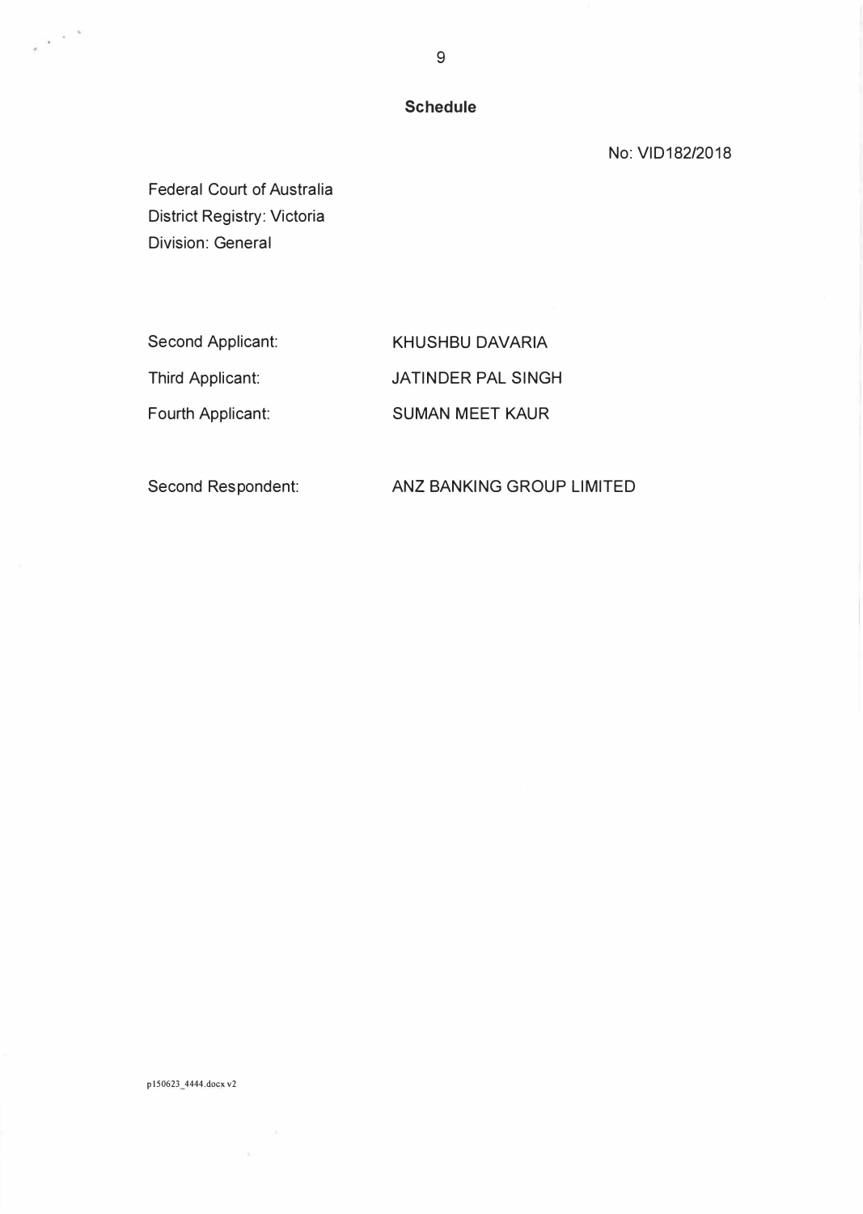## Schedule

No: VID182/2018

Federal Court of Australia
District Registry: Victoria
Division: General

| | |
|---|---|
| Second Applicant: | KHUSHBU DAVARIA |
| Third Applicant: | JATINDER PAL SINGH |
| Fourth Applicant: | SUMAN MEET KAUR |
| | |
| Second Respondent: | ANZ BANKING GROUP LIMITED |

p150623_4444.docx v2